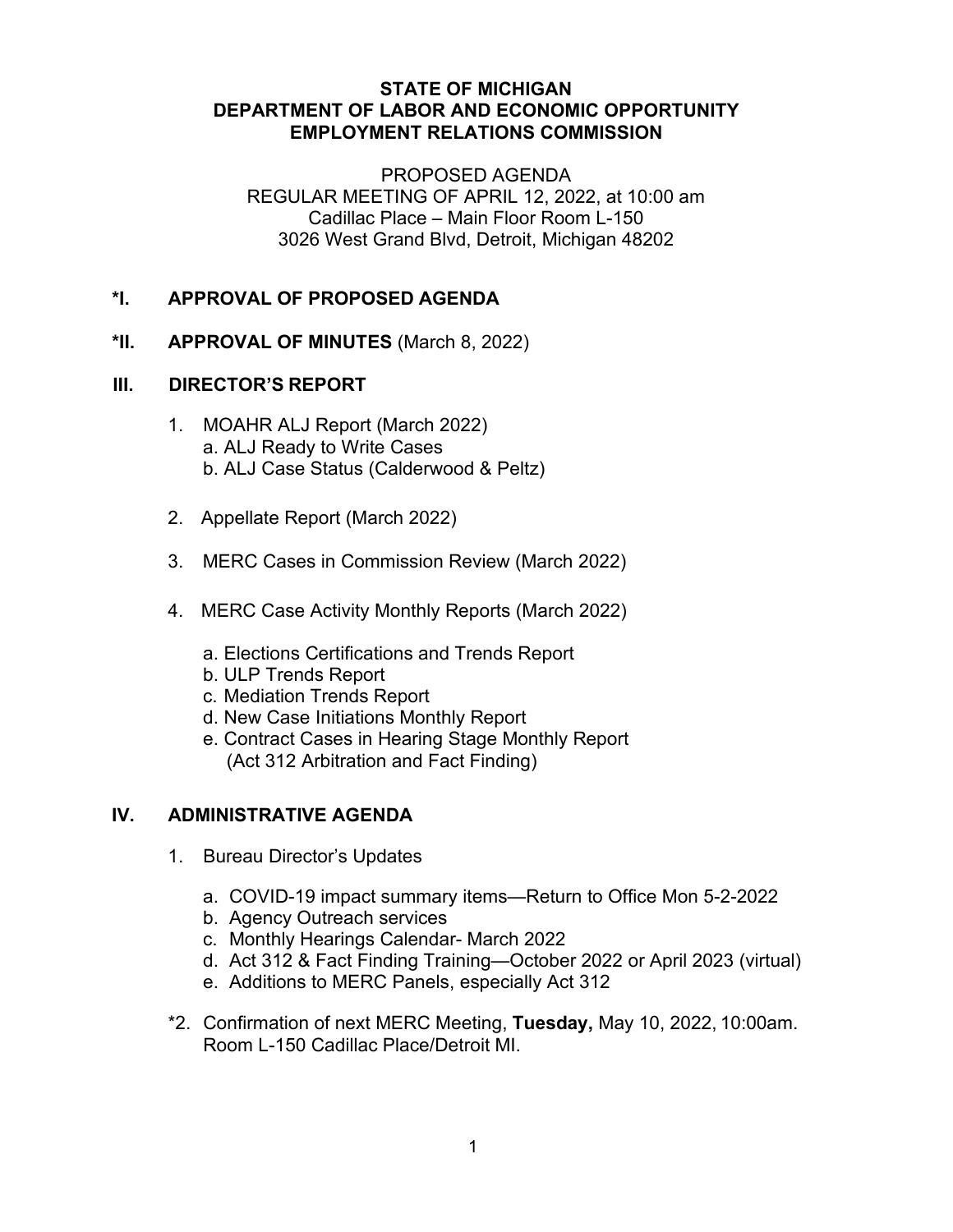**STATE OF MICHIGAN**
**DEPARTMENT OF LABOR AND ECONOMIC OPPORTUNITY**
**EMPLOYMENT RELATIONS COMMISSION**

PROPOSED AGENDA
REGULAR MEETING OF APRIL 12, 2022, at 10:00 am
Cadillac Place – Main Floor Room L-150
3026 West Grand Blvd, Detroit, Michigan 48202

## *I. APPROVAL OF PROPOSED AGENDA

## *II. APPROVAL OF MINUTES (March 8, 2022)

## III. DIRECTOR'S REPORT

1. MOAHR ALJ Report (March 2022)
   a. ALJ Ready to Write Cases
   b. ALJ Case Status (Calderwood & Peltz)

2. Appellate Report (March 2022)

3. MERC Cases in Commission Review (March 2022)

4. MERC Case Activity Monthly Reports (March 2022)

   a. Elections Certifications and Trends Report
   b. ULP Trends Report
   c. Mediation Trends Report
   d. New Case Initiations Monthly Report
   e. Contract Cases in Hearing Stage Monthly Report
      (Act 312 Arbitration and Fact Finding)

## IV. ADMINISTRATIVE AGENDA

1. Bureau Director's Updates

   a. COVID-19 impact summary items—Return to Office Mon 5-2-2022
   b. Agency Outreach services
   c. Monthly Hearings Calendar- March 2022
   d. Act 312 & Fact Finding Training—October 2022 or April 2023 (virtual)
   e. Additions to MERC Panels, especially Act 312

*2. Confirmation of next MERC Meeting, **Tuesday,** May 10, 2022, 10:00am. Room L-150 Cadillac Place/Detroit MI.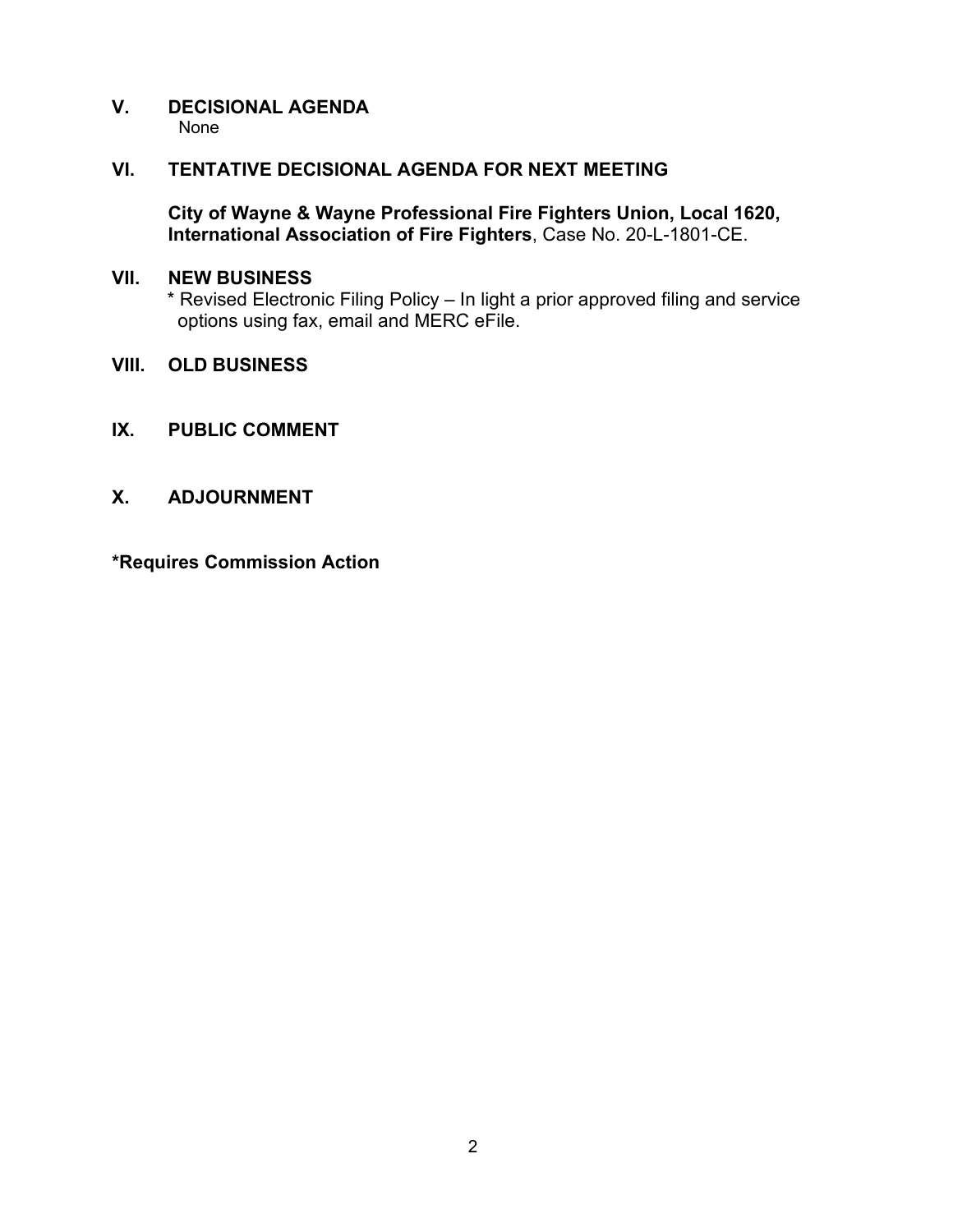## V. DECISIONAL AGENDA

None

## VI. TENTATIVE DECISIONAL AGENDA FOR NEXT MEETING

**City of Wayne & Wayne Professional Fire Fighters Union, Local 1620, International Association of Fire Fighters**, Case No. 20-L-1801-CE.

## VII. NEW BUSINESS

* Revised Electronic Filing Policy – In light a prior approved filing and service options using fax, email and MERC eFile.

## VIII. OLD BUSINESS

## IX. PUBLIC COMMENT

## X. ADJOURNMENT

**\*Requires Commission Action**